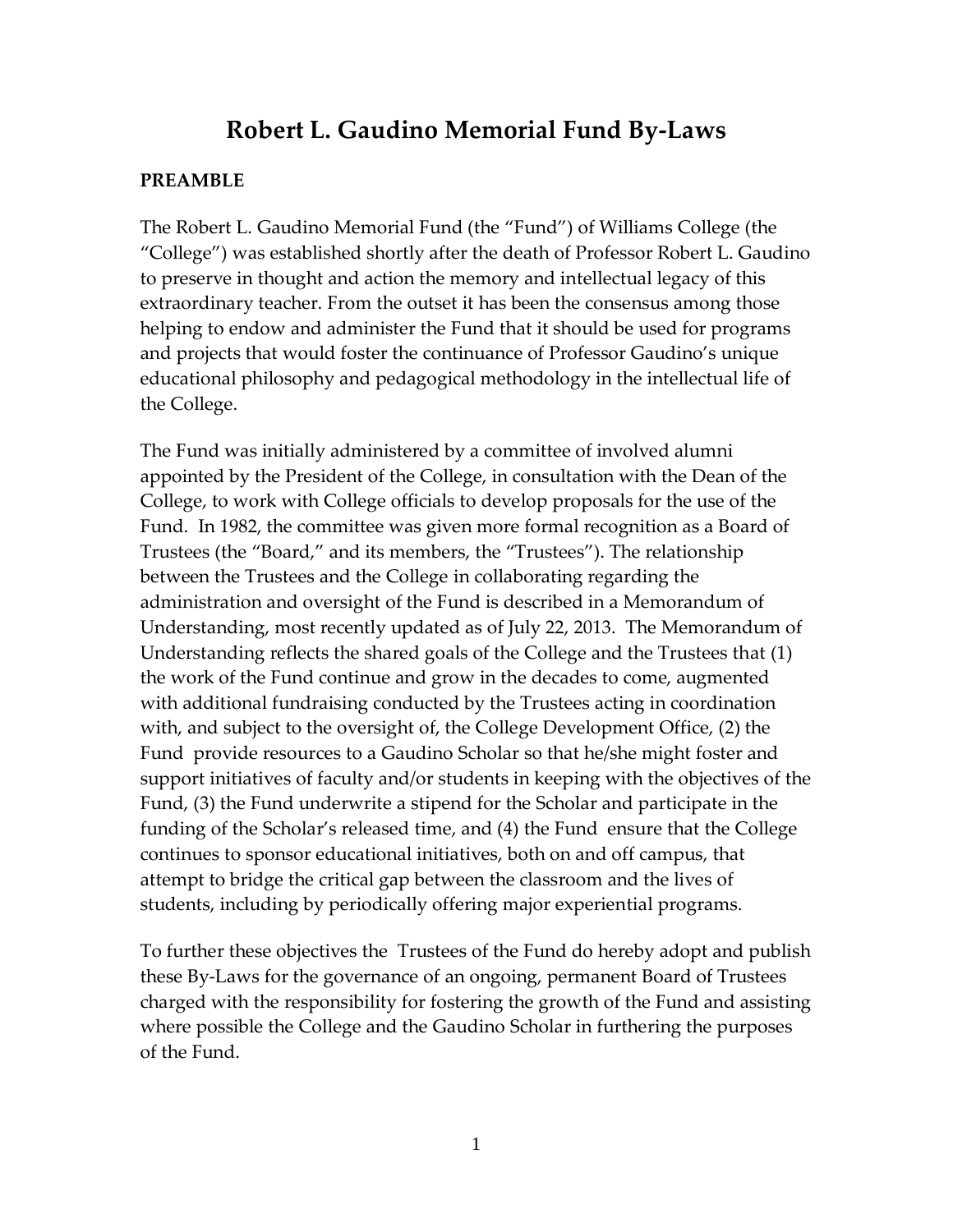# Robert L. Gaudino Memorial Fund By-Laws

**PREAMBLE**

The Robert L. Gaudino Memorial Fund (the "Fund") of Williams College (the "College") was established shortly after the death of Professor Robert L. Gaudino to preserve in thought and action the memory and intellectual legacy of this extraordinary teacher. From the outset it has been the consensus among those helping to endow and administer the Fund that it should be used for programs and projects that would foster the continuance of Professor Gaudino's unique educational philosophy and pedagogical methodology in the intellectual life of the College.

The Fund was initially administered by a committee of involved alumni appointed by the President of the College, in consultation with the Dean of the College, to work with College officials to develop proposals for the use of the Fund. In 1982, the committee was given more formal recognition as a Board of Trustees (the "Board," and its members, the "Trustees"). The relationship between the Trustees and the College in collaborating regarding the administration and oversight of the Fund is described in a Memorandum of Understanding, most recently updated as of July 22, 2013. The Memorandum of Understanding reflects the shared goals of the College and the Trustees that (1) the work of the Fund continue and grow in the decades to come, augmented with additional fundraising conducted by the Trustees acting in coordination with, and subject to the oversight of, the College Development Office, (2) the Fund provide resources to a Gaudino Scholar so that he/she might foster and support initiatives of faculty and/or students in keeping with the objectives of the Fund, (3) the Fund underwrite a stipend for the Scholar and participate in the funding of the Scholar's released time, and (4) the Fund ensure that the College continues to sponsor educational initiatives, both on and off campus, that attempt to bridge the critical gap between the classroom and the lives of students, including by periodically offering major experiential programs.

To further these objectives the Trustees of the Fund do hereby adopt and publish these By-Laws for the governance of an ongoing, permanent Board of Trustees charged with the responsibility for fostering the growth of the Fund and assisting where possible the College and the Gaudino Scholar in furthering the purposes of the Fund.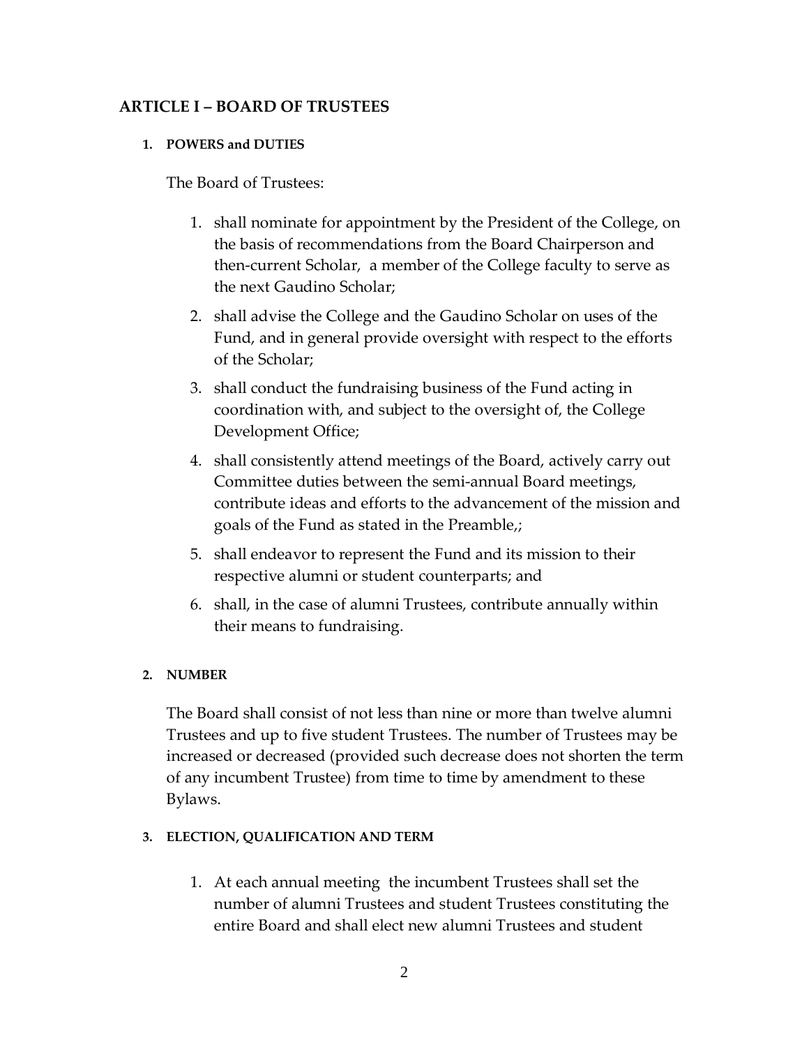## ARTICLE I – BOARD OF TRUSTEES

### 1. POWERS and DUTIES

The Board of Trustees:

1. shall nominate for appointment by the President of the College, on the basis of recommendations from the Board Chairperson and then-current Scholar, a member of the College faculty to serve as the next Gaudino Scholar;
2. shall advise the College and the Gaudino Scholar on uses of the Fund, and in general provide oversight with respect to the efforts of the Scholar;
3. shall conduct the fundraising business of the Fund acting in coordination with, and subject to the oversight of, the College Development Office;
4. shall consistently attend meetings of the Board, actively carry out Committee duties between the semi-annual Board meetings, contribute ideas and efforts to the advancement of the mission and goals of the Fund as stated in the Preamble,;
5. shall endeavor to represent the Fund and its mission to their respective alumni or student counterparts; and
6. shall, in the case of alumni Trustees, contribute annually within their means to fundraising.

### 2. NUMBER

The Board shall consist of not less than nine or more than twelve alumni Trustees and up to five student Trustees. The number of Trustees may be increased or decreased (provided such decrease does not shorten the term of any incumbent Trustee) from time to time by amendment to these Bylaws.

### 3. ELECTION, QUALIFICATION AND TERM

1. At each annual meeting the incumbent Trustees shall set the number of alumni Trustees and student Trustees constituting the entire Board and shall elect new alumni Trustees and student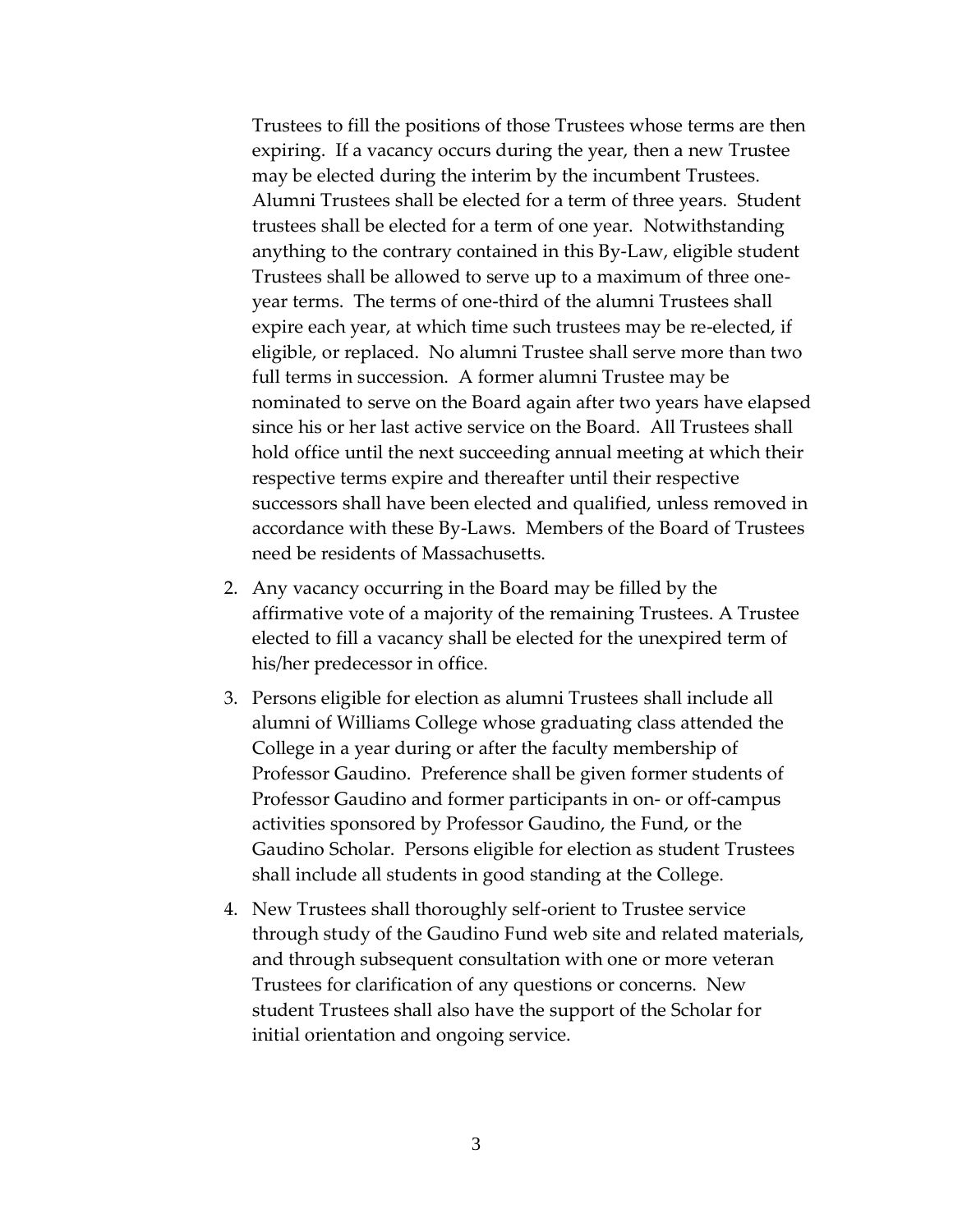Trustees to fill the positions of those Trustees whose terms are then expiring. If a vacancy occurs during the year, then a new Trustee may be elected during the interim by the incumbent Trustees. Alumni Trustees shall be elected for a term of three years. Student trustees shall be elected for a term of one year. Notwithstanding anything to the contrary contained in this By-Law, eligible student Trustees shall be allowed to serve up to a maximum of three one-year terms. The terms of one-third of the alumni Trustees shall expire each year, at which time such trustees may be re-elected, if eligible, or replaced. No alumni Trustee shall serve more than two full terms in succession. A former alumni Trustee may be nominated to serve on the Board again after two years have elapsed since his or her last active service on the Board. All Trustees shall hold office until the next succeeding annual meeting at which their respective terms expire and thereafter until their respective successors shall have been elected and qualified, unless removed in accordance with these By-Laws. Members of the Board of Trustees need be residents of Massachusetts.

2. Any vacancy occurring in the Board may be filled by the affirmative vote of a majority of the remaining Trustees. A Trustee elected to fill a vacancy shall be elected for the unexpired term of his/her predecessor in office.

3. Persons eligible for election as alumni Trustees shall include all alumni of Williams College whose graduating class attended the College in a year during or after the faculty membership of Professor Gaudino. Preference shall be given former students of Professor Gaudino and former participants in on- or off-campus activities sponsored by Professor Gaudino, the Fund, or the Gaudino Scholar. Persons eligible for election as student Trustees shall include all students in good standing at the College.

4. New Trustees shall thoroughly self-orient to Trustee service through study of the Gaudino Fund web site and related materials, and through subsequent consultation with one or more veteran Trustees for clarification of any questions or concerns. New student Trustees shall also have the support of the Scholar for initial orientation and ongoing service.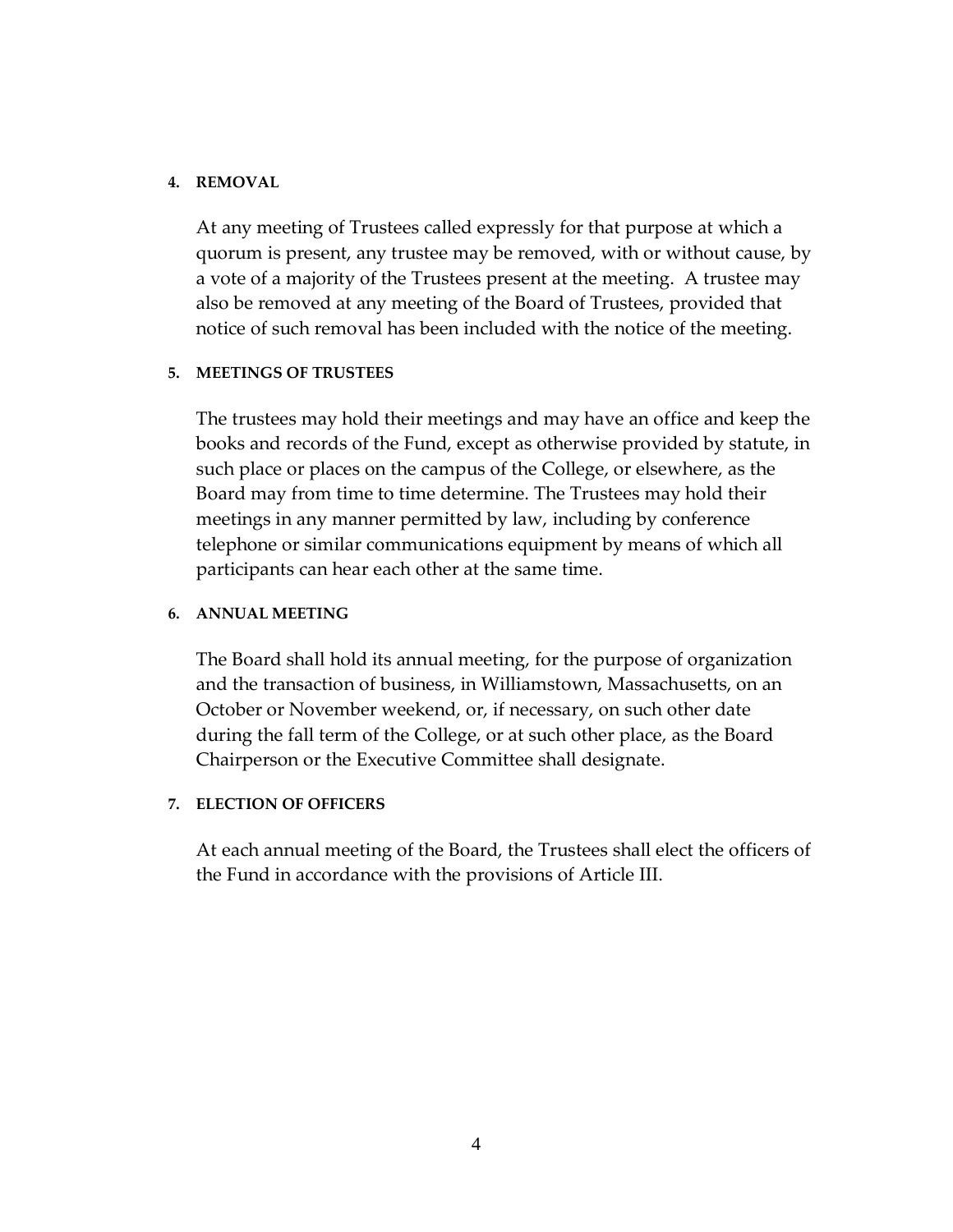**4. REMOVAL**

At any meeting of Trustees called expressly for that purpose at which a quorum is present, any trustee may be removed, with or without cause, by a vote of a majority of the Trustees present at the meeting. A trustee may also be removed at any meeting of the Board of Trustees, provided that notice of such removal has been included with the notice of the meeting.

**5. MEETINGS OF TRUSTEES**

The trustees may hold their meetings and may have an office and keep the books and records of the Fund, except as otherwise provided by statute, in such place or places on the campus of the College, or elsewhere, as the Board may from time to time determine. The Trustees may hold their meetings in any manner permitted by law, including by conference telephone or similar communications equipment by means of which all participants can hear each other at the same time.

**6. ANNUAL MEETING**

The Board shall hold its annual meeting, for the purpose of organization and the transaction of business, in Williamstown, Massachusetts, on an October or November weekend, or, if necessary, on such other date during the fall term of the College, or at such other place, as the Board Chairperson or the Executive Committee shall designate.

**7. ELECTION OF OFFICERS**

At each annual meeting of the Board, the Trustees shall elect the officers of the Fund in accordance with the provisions of Article III.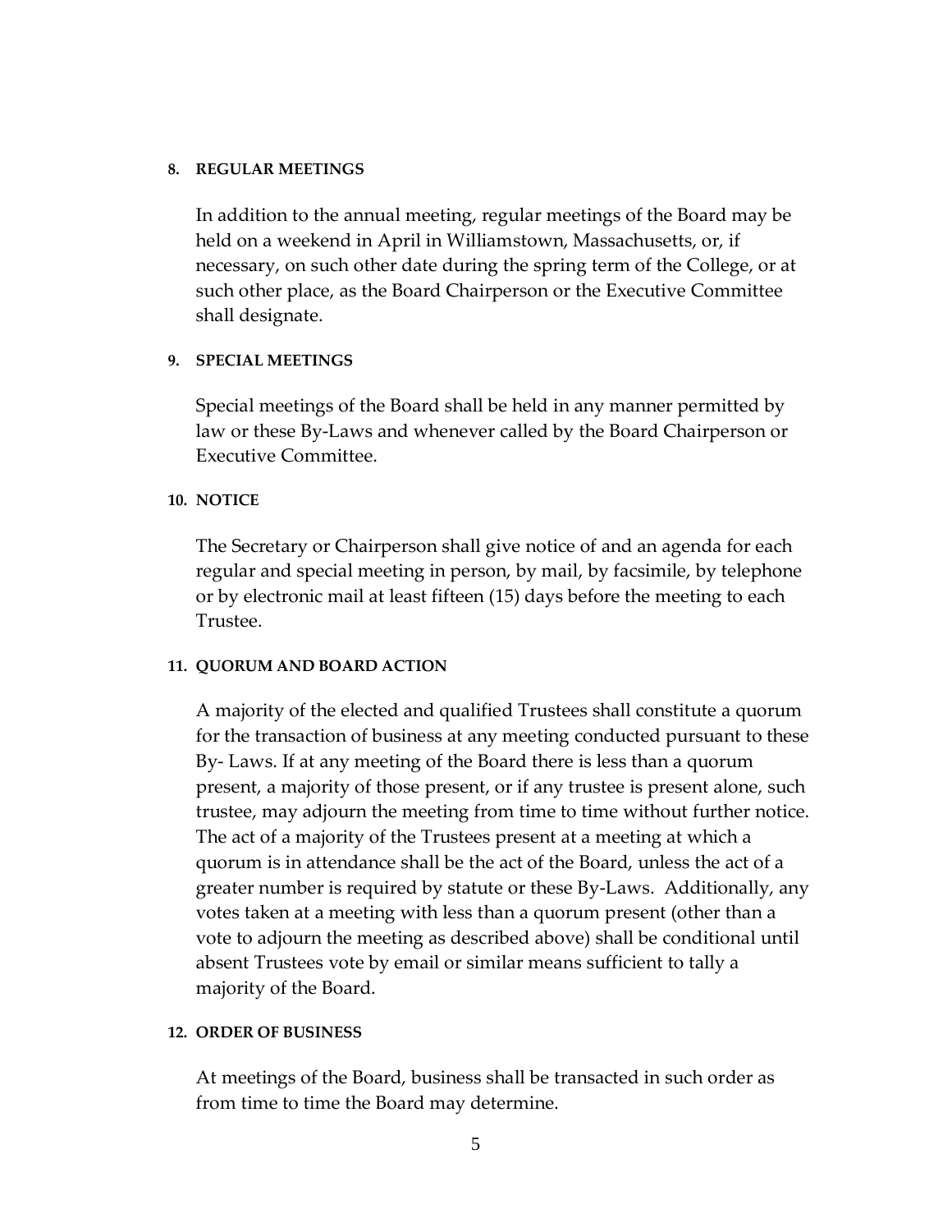#### 8. REGULAR MEETINGS

In addition to the annual meeting, regular meetings of the Board may be held on a weekend in April in Williamstown, Massachusetts, or, if necessary, on such other date during the spring term of the College, or at such other place, as the Board Chairperson or the Executive Committee shall designate.

#### 9. SPECIAL MEETINGS

Special meetings of the Board shall be held in any manner permitted by law or these By-Laws and whenever called by the Board Chairperson or Executive Committee.

#### 10. NOTICE

The Secretary or Chairperson shall give notice of and an agenda for each regular and special meeting in person, by mail, by facsimile, by telephone or by electronic mail at least fifteen (15) days before the meeting to each Trustee.

#### 11. QUORUM AND BOARD ACTION

A majority of the elected and qualified Trustees shall constitute a quorum for the transaction of business at any meeting conducted pursuant to these By- Laws. If at any meeting of the Board there is less than a quorum present, a majority of those present, or if any trustee is present alone, such trustee, may adjourn the meeting from time to time without further notice. The act of a majority of the Trustees present at a meeting at which a quorum is in attendance shall be the act of the Board, unless the act of a greater number is required by statute or these By-Laws. Additionally, any votes taken at a meeting with less than a quorum present (other than a vote to adjourn the meeting as described above) shall be conditional until absent Trustees vote by email or similar means sufficient to tally a majority of the Board.

#### 12. ORDER OF BUSINESS

At meetings of the Board, business shall be transacted in such order as from time to time the Board may determine.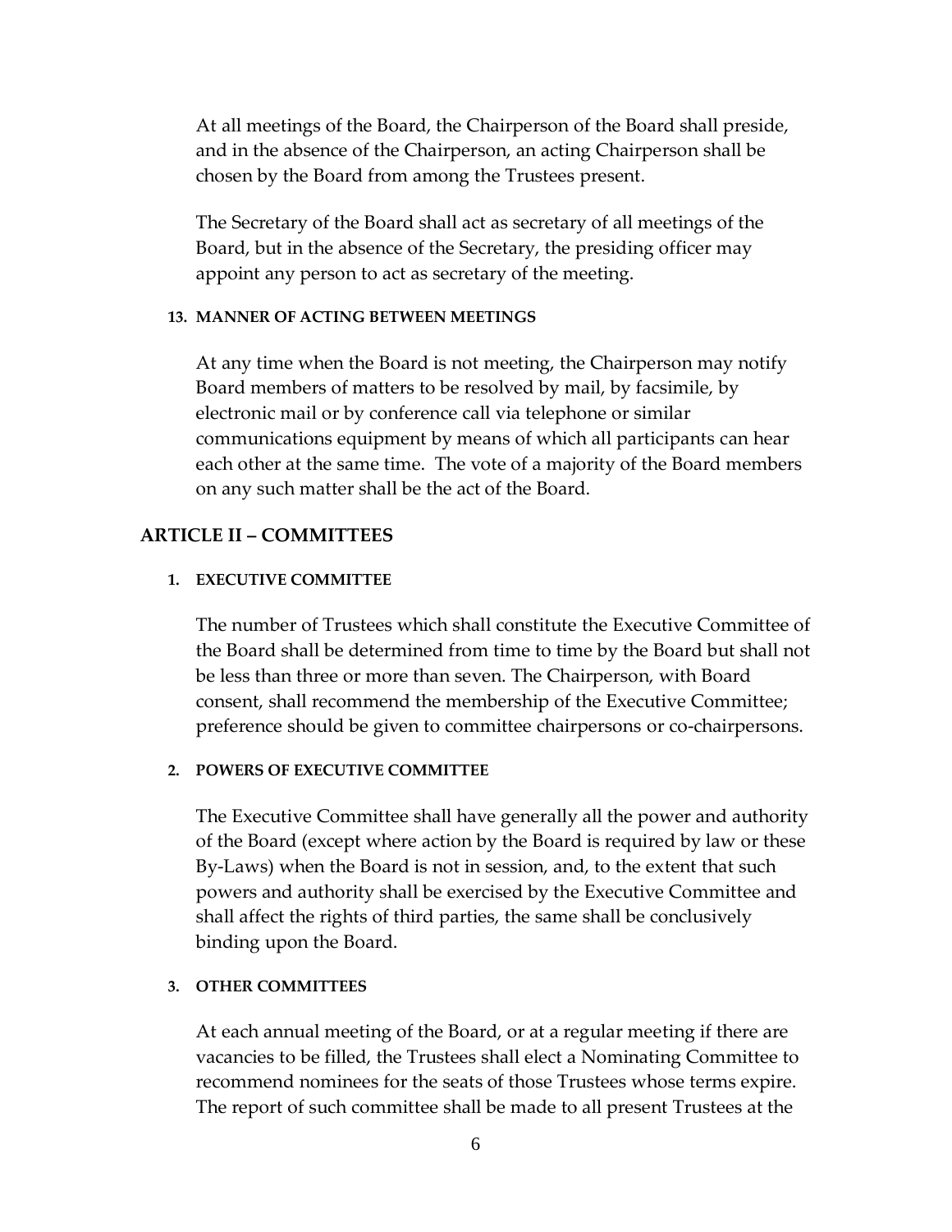At all meetings of the Board, the Chairperson of the Board shall preside, and in the absence of the Chairperson, an acting Chairperson shall be chosen by the Board from among the Trustees present.

The Secretary of the Board shall act as secretary of all meetings of the Board, but in the absence of the Secretary, the presiding officer may appoint any person to act as secretary of the meeting.

#### 13. MANNER OF ACTING BETWEEN MEETINGS

At any time when the Board is not meeting, the Chairperson may notify Board members of matters to be resolved by mail, by facsimile, by electronic mail or by conference call via telephone or similar communications equipment by means of which all participants can hear each other at the same time. The vote of a majority of the Board members on any such matter shall be the act of the Board.

## ARTICLE II – COMMITTEES

#### 1. EXECUTIVE COMMITTEE

The number of Trustees which shall constitute the Executive Committee of the Board shall be determined from time to time by the Board but shall not be less than three or more than seven. The Chairperson, with Board consent, shall recommend the membership of the Executive Committee; preference should be given to committee chairpersons or co-chairpersons.

#### 2. POWERS OF EXECUTIVE COMMITTEE

The Executive Committee shall have generally all the power and authority of the Board (except where action by the Board is required by law or these By-Laws) when the Board is not in session, and, to the extent that such powers and authority shall be exercised by the Executive Committee and shall affect the rights of third parties, the same shall be conclusively binding upon the Board.

#### 3. OTHER COMMITTEES

At each annual meeting of the Board, or at a regular meeting if there are vacancies to be filled, the Trustees shall elect a Nominating Committee to recommend nominees for the seats of those Trustees whose terms expire. The report of such committee shall be made to all present Trustees at the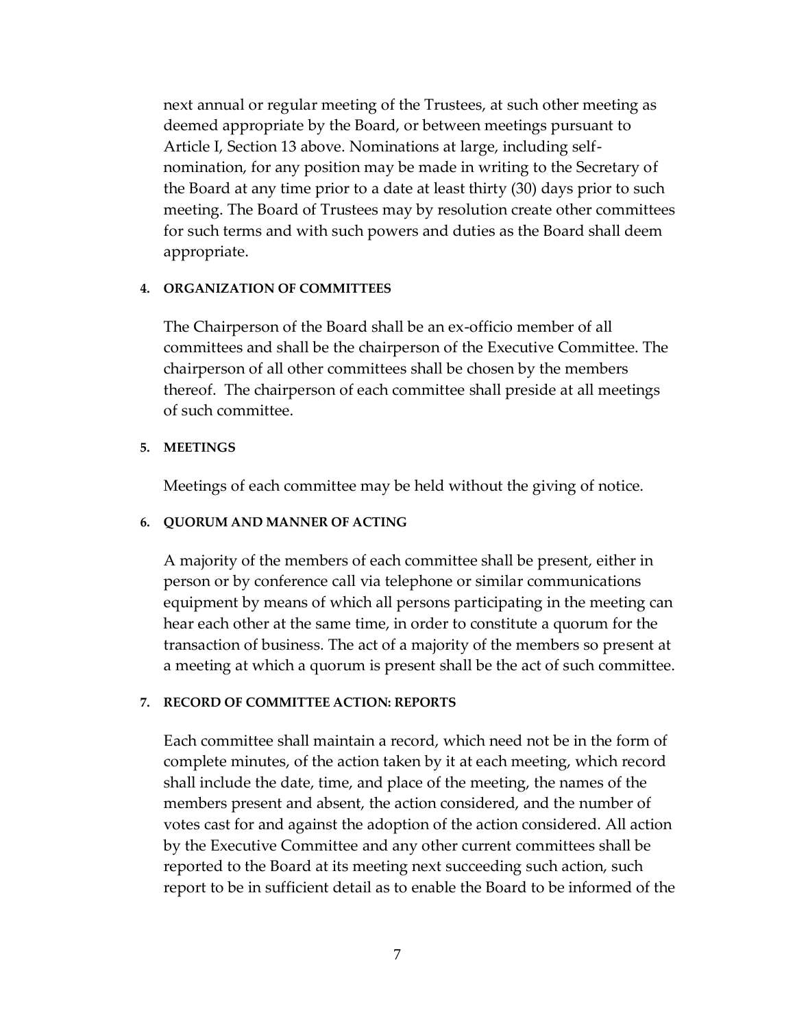next annual or regular meeting of the Trustees, at such other meeting as deemed appropriate by the Board, or between meetings pursuant to Article I, Section 13 above. Nominations at large, including self-nomination, for any position may be made in writing to the Secretary of the Board at any time prior to a date at least thirty (30) days prior to such meeting. The Board of Trustees may by resolution create other committees for such terms and with such powers and duties as the Board shall deem appropriate.

#### 4. ORGANIZATION OF COMMITTEES

The Chairperson of the Board shall be an ex-officio member of all committees and shall be the chairperson of the Executive Committee. The chairperson of all other committees shall be chosen by the members thereof. The chairperson of each committee shall preside at all meetings of such committee.

#### 5. MEETINGS

Meetings of each committee may be held without the giving of notice.

#### 6. QUORUM AND MANNER OF ACTING

A majority of the members of each committee shall be present, either in person or by conference call via telephone or similar communications equipment by means of which all persons participating in the meeting can hear each other at the same time, in order to constitute a quorum for the transaction of business. The act of a majority of the members so present at a meeting at which a quorum is present shall be the act of such committee.

#### 7. RECORD OF COMMITTEE ACTION: REPORTS

Each committee shall maintain a record, which need not be in the form of complete minutes, of the action taken by it at each meeting, which record shall include the date, time, and place of the meeting, the names of the members present and absent, the action considered, and the number of votes cast for and against the adoption of the action considered. All action by the Executive Committee and any other current committees shall be reported to the Board at its meeting next succeeding such action, such report to be in sufficient detail as to enable the Board to be informed of the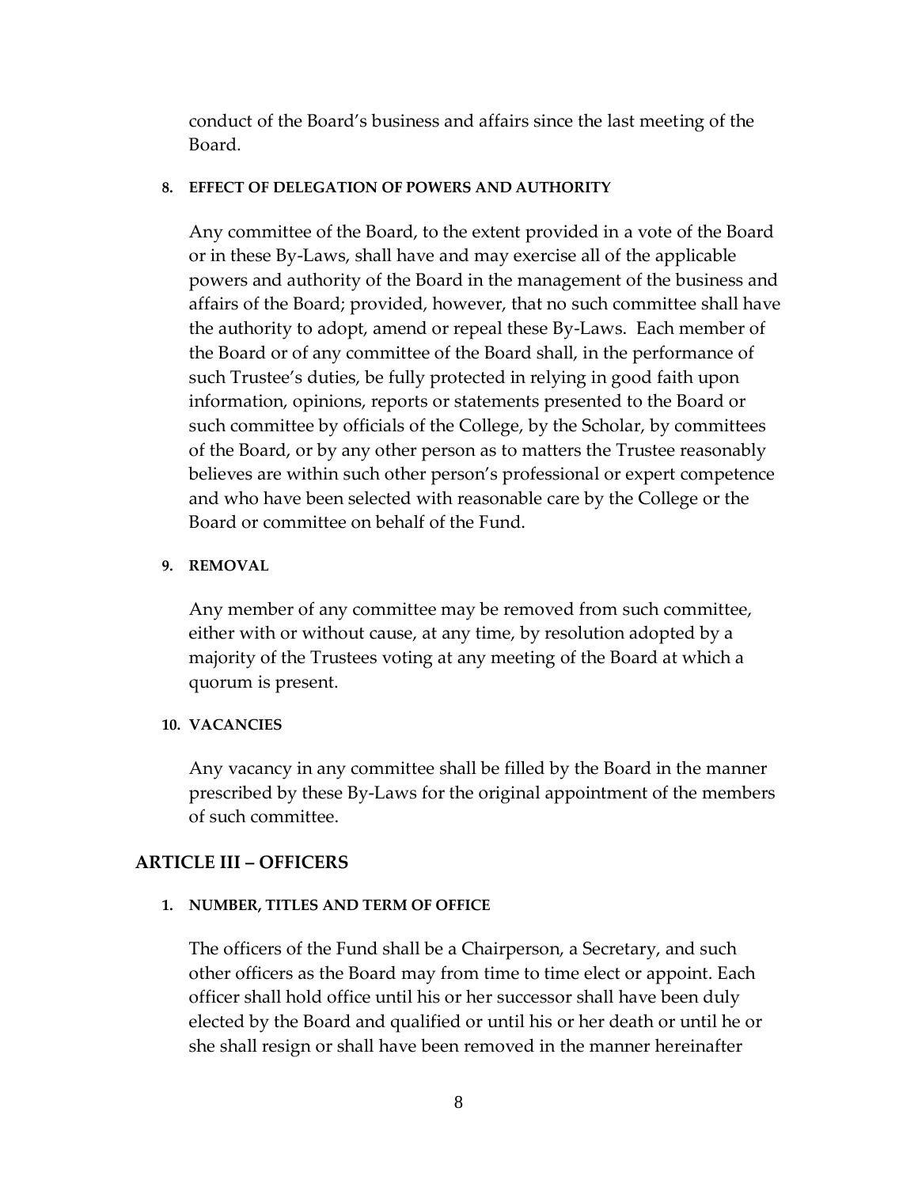conduct of the Board's business and affairs since the last meeting of the Board.

**8. EFFECT OF DELEGATION OF POWERS AND AUTHORITY**

Any committee of the Board, to the extent provided in a vote of the Board or in these By-Laws, shall have and may exercise all of the applicable powers and authority of the Board in the management of the business and affairs of the Board; provided, however, that no such committee shall have the authority to adopt, amend or repeal these By-Laws. Each member of the Board or of any committee of the Board shall, in the performance of such Trustee's duties, be fully protected in relying in good faith upon information, opinions, reports or statements presented to the Board or such committee by officials of the College, by the Scholar, by committees of the Board, or by any other person as to matters the Trustee reasonably believes are within such other person's professional or expert competence and who have been selected with reasonable care by the College or the Board or committee on behalf of the Fund.

**9. REMOVAL**

Any member of any committee may be removed from such committee, either with or without cause, at any time, by resolution adopted by a majority of the Trustees voting at any meeting of the Board at which a quorum is present.

**10. VACANCIES**

Any vacancy in any committee shall be filled by the Board in the manner prescribed by these By-Laws for the original appointment of the members of such committee.

## ARTICLE III – OFFICERS

**1. NUMBER, TITLES AND TERM OF OFFICE**

The officers of the Fund shall be a Chairperson, a Secretary, and such other officers as the Board may from time to time elect or appoint. Each officer shall hold office until his or her successor shall have been duly elected by the Board and qualified or until his or her death or until he or she shall resign or shall have been removed in the manner hereinafter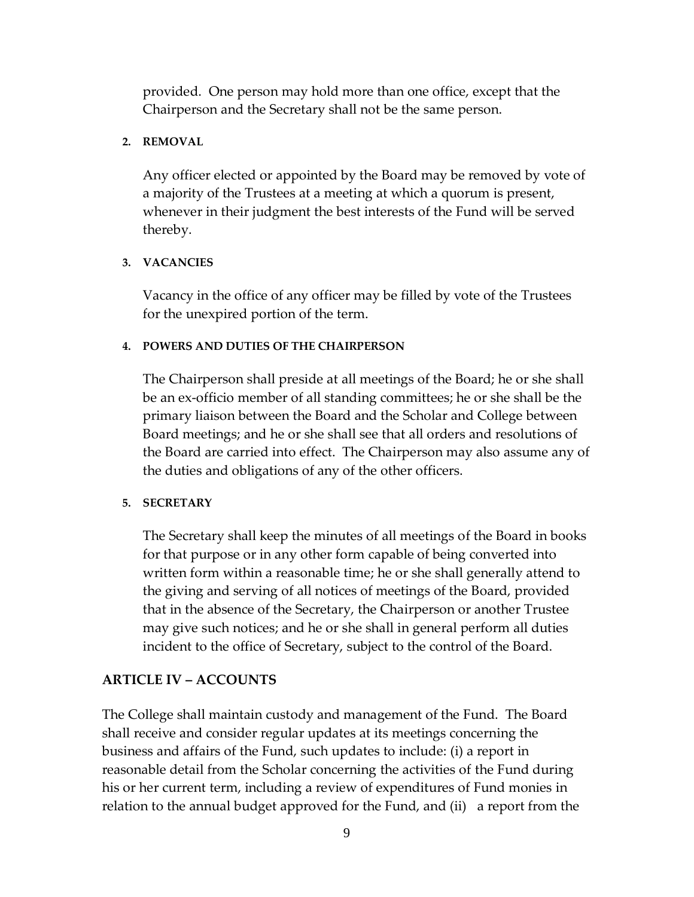provided. One person may hold more than one office, except that the Chairperson and the Secretary shall not be the same person.

#### 2. REMOVAL

Any officer elected or appointed by the Board may be removed by vote of a majority of the Trustees at a meeting at which a quorum is present, whenever in their judgment the best interests of the Fund will be served thereby.

#### 3. VACANCIES

Vacancy in the office of any officer may be filled by vote of the Trustees for the unexpired portion of the term.

#### 4. POWERS AND DUTIES OF THE CHAIRPERSON

The Chairperson shall preside at all meetings of the Board; he or she shall be an ex-officio member of all standing committees; he or she shall be the primary liaison between the Board and the Scholar and College between Board meetings; and he or she shall see that all orders and resolutions of the Board are carried into effect. The Chairperson may also assume any of the duties and obligations of any of the other officers.

#### 5. SECRETARY

The Secretary shall keep the minutes of all meetings of the Board in books for that purpose or in any other form capable of being converted into written form within a reasonable time; he or she shall generally attend to the giving and serving of all notices of meetings of the Board, provided that in the absence of the Secretary, the Chairperson or another Trustee may give such notices; and he or she shall in general perform all duties incident to the office of Secretary, subject to the control of the Board.

## ARTICLE IV – ACCOUNTS

The College shall maintain custody and management of the Fund. The Board shall receive and consider regular updates at its meetings concerning the business and affairs of the Fund, such updates to include: (i) a report in reasonable detail from the Scholar concerning the activities of the Fund during his or her current term, including a review of expenditures of Fund monies in relation to the annual budget approved for the Fund, and (ii) a report from the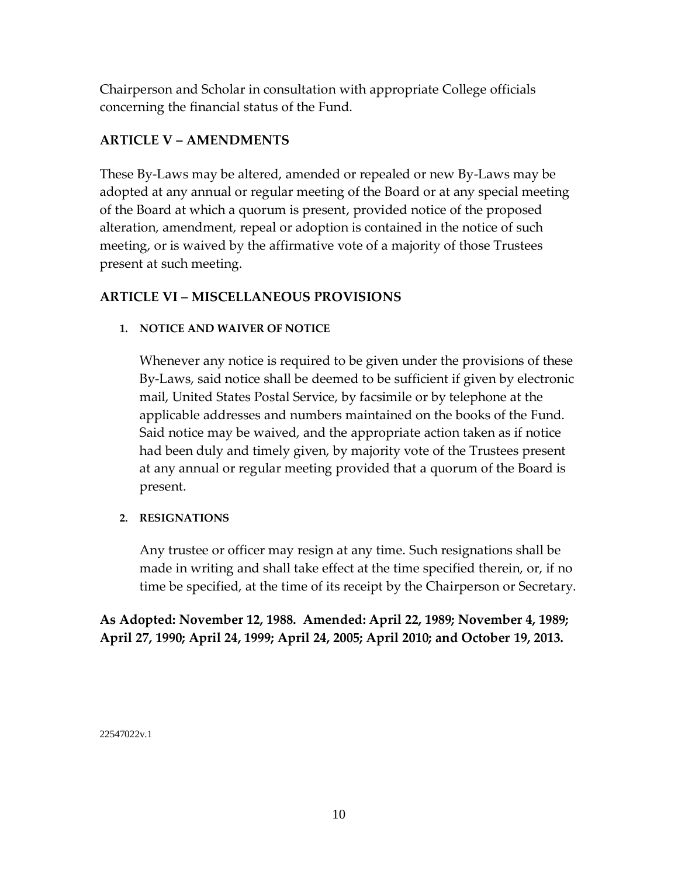Chairperson and Scholar in consultation with appropriate College officials concerning the financial status of the Fund.

## ARTICLE V – AMENDMENTS

These By-Laws may be altered, amended or repealed or new By-Laws may be adopted at any annual or regular meeting of the Board or at any special meeting of the Board at which a quorum is present, provided notice of the proposed alteration, amendment, repeal or adoption is contained in the notice of such meeting, or is waived by the affirmative vote of a majority of those Trustees present at such meeting.

## ARTICLE VI – MISCELLANEOUS PROVISIONS

### 1. NOTICE AND WAIVER OF NOTICE

Whenever any notice is required to be given under the provisions of these By-Laws, said notice shall be deemed to be sufficient if given by electronic mail, United States Postal Service, by facsimile or by telephone at the applicable addresses and numbers maintained on the books of the Fund. Said notice may be waived, and the appropriate action taken as if notice had been duly and timely given, by majority vote of the Trustees present at any annual or regular meeting provided that a quorum of the Board is present.

### 2. RESIGNATIONS

Any trustee or officer may resign at any time. Such resignations shall be made in writing and shall take effect at the time specified therein, or, if no time be specified, at the time of its receipt by the Chairperson or Secretary.

**As Adopted: November 12, 1988. Amended: April 22, 1989; November 4, 1989; April 27, 1990; April 24, 1999; April 24, 2005; April 2010; and October 19, 2013.**

22547022v.1